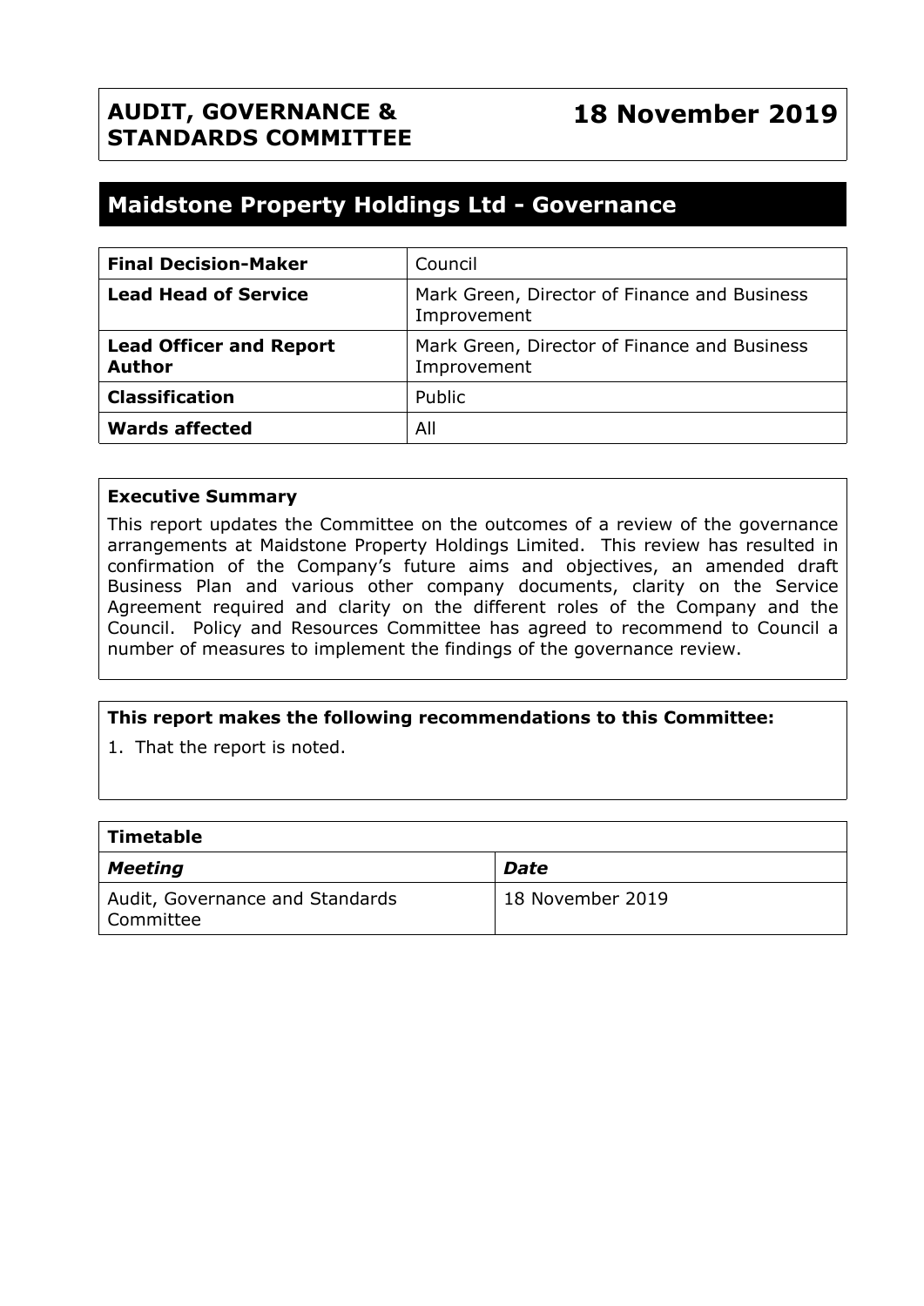**AUDIT, GOVERNANCE & STANDARDS COMMITTEE**

**18 November 2019**

# Maidstone Property Holdings Ltd - Governance

| **Final Decision-Maker** | Council |
|---|---|
| **Lead Head of Service** | Mark Green, Director of Finance and Business Improvement |
| **Lead Officer and Report Author** | Mark Green, Director of Finance and Business Improvement |
| **Classification** | Public |
| **Wards affected** | All |

**Executive Summary**

This report updates the Committee on the outcomes of a review of the governance arrangements at Maidstone Property Holdings Limited. This review has resulted in confirmation of the Company's future aims and objectives, an amended draft Business Plan and various other company documents, clarity on the Service Agreement required and clarity on the different roles of the Company and the Council. Policy and Resources Committee has agreed to recommend to Council a number of measures to implement the findings of the governance review.

**This report makes the following recommendations to this Committee:**

1. That the report is noted.

| **Timetable** | |
|---|---|
| ***Meeting*** | ***Date*** |
| Audit, Governance and Standards Committee | 18 November 2019 |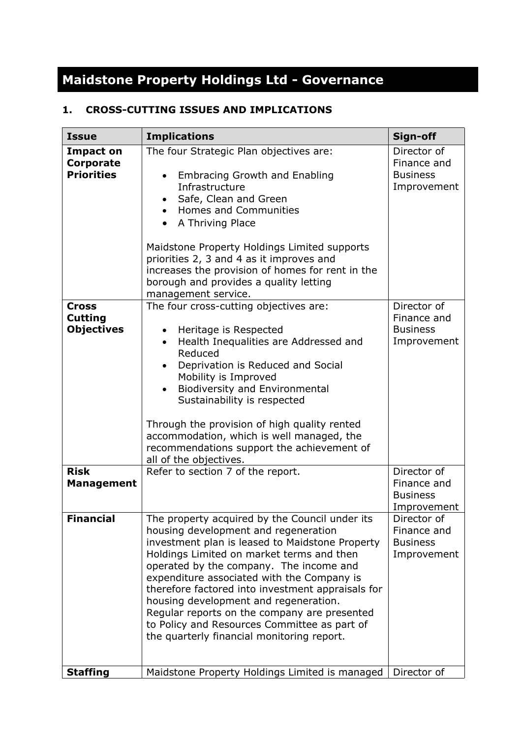# Maidstone Property Holdings Ltd - Governance

## 1. CROSS-CUTTING ISSUES AND IMPLICATIONS

| Issue | Implications | Sign-off |
|---|---|---|
| **Impact on Corporate Priorities** | The four Strategic Plan objectives are:<br><br>• Embracing Growth and Enabling Infrastructure<br>• Safe, Clean and Green<br>• Homes and Communities<br>• A Thriving Place<br><br>Maidstone Property Holdings Limited supports priorities 2, 3 and 4 as it improves and increases the provision of homes for rent in the borough and provides a quality letting management service. | Director of Finance and Business Improvement |
| **Cross Cutting Objectives** | The four cross-cutting objectives are:<br><br>• Heritage is Respected<br>• Health Inequalities are Addressed and Reduced<br>• Deprivation is Reduced and Social Mobility is Improved<br>• Biodiversity and Environmental Sustainability is respected<br><br>Through the provision of high quality rented accommodation, which is well managed, the recommendations support the achievement of all of the objectives. | Director of Finance and Business Improvement |
| **Risk Management** | Refer to section 7 of the report. | Director of Finance and Business Improvement |
| **Financial** | The property acquired by the Council under its housing development and regeneration investment plan is leased to Maidstone Property Holdings Limited on market terms and then operated by the company. The income and expenditure associated with the Company is therefore factored into investment appraisals for housing development and regeneration. Regular reports on the company are presented to Policy and Resources Committee as part of the quarterly financial monitoring report. | Director of Finance and Business Improvement |
| **Staffing** | Maidstone Property Holdings Limited is managed | Director of |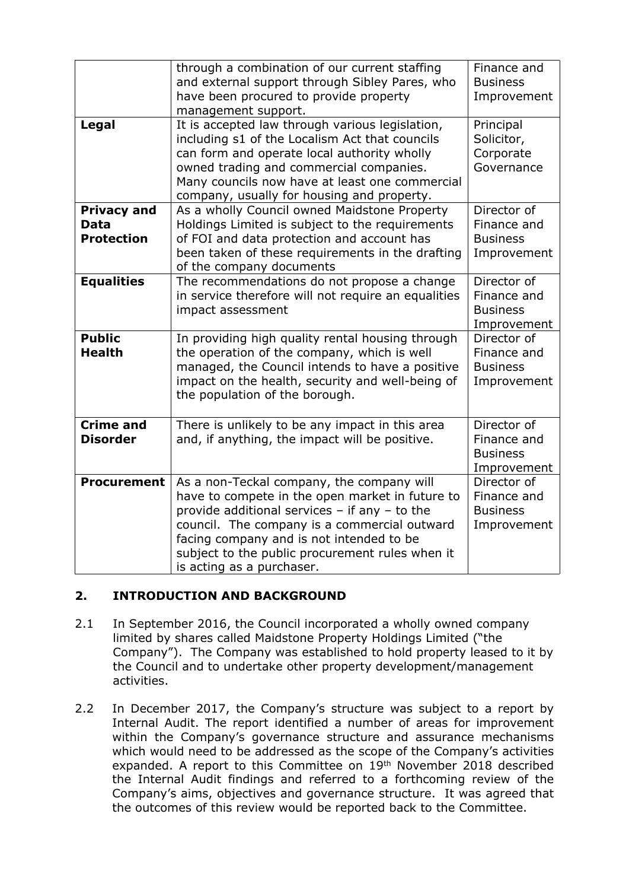| | | |
|---|---|---|
| | through a combination of our current staffing and external support through Sibley Pares, who have been procured to provide property management support. | Finance and Business Improvement |
| **Legal** | It is accepted law through various legislation, including s1 of the Localism Act that councils can form and operate local authority wholly owned trading and commercial companies. Many councils now have at least one commercial company, usually for housing and property. | Principal Solicitor, Corporate Governance |
| **Privacy and Data Protection** | As a wholly Council owned Maidstone Property Holdings Limited is subject to the requirements of FOI and data protection and account has been taken of these requirements in the drafting of the company documents | Director of Finance and Business Improvement |
| **Equalities** | The recommendations do not propose a change in service therefore will not require an equalities impact assessment | Director of Finance and Business Improvement |
| **Public Health** | In providing high quality rental housing through the operation of the company, which is well managed, the Council intends to have a positive impact on the health, security and well-being of the population of the borough. | Director of Finance and Business Improvement |
| **Crime and Disorder** | There is unlikely to be any impact in this area and, if anything, the impact will be positive. | Director of Finance and Business Improvement |
| **Procurement** | As a non-Teckal company, the company will have to compete in the open market in future to provide additional services – if any – to the council. The company is a commercial outward facing company and is not intended to be subject to the public procurement rules when it is acting as a purchaser. | Director of Finance and Business Improvement |

## 2. INTRODUCTION AND BACKGROUND

2.1 In September 2016, the Council incorporated a wholly owned company limited by shares called Maidstone Property Holdings Limited ("the Company"). The Company was established to hold property leased to it by the Council and to undertake other property development/management activities.

2.2 In December 2017, the Company's structure was subject to a report by Internal Audit. The report identified a number of areas for improvement within the Company's governance structure and assurance mechanisms which would need to be addressed as the scope of the Company's activities expanded. A report to this Committee on 19th November 2018 described the Internal Audit findings and referred to a forthcoming review of the Company's aims, objectives and governance structure. It was agreed that the outcomes of this review would be reported back to the Committee.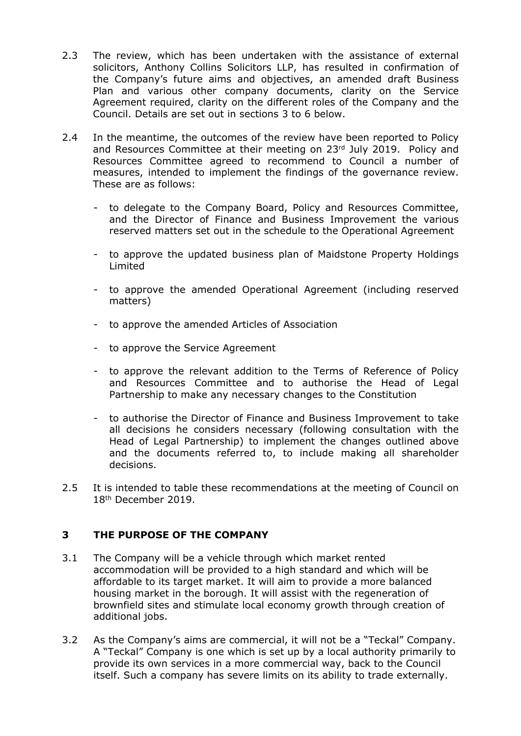2.3 The review, which has been undertaken with the assistance of external solicitors, Anthony Collins Solicitors LLP, has resulted in confirmation of the Company's future aims and objectives, an amended draft Business Plan and various other company documents, clarity on the Service Agreement required, clarity on the different roles of the Company and the Council. Details are set out in sections 3 to 6 below.

2.4 In the meantime, the outcomes of the review have been reported to Policy and Resources Committee at their meeting on 23rd July 2019. Policy and Resources Committee agreed to recommend to Council a number of measures, intended to implement the findings of the governance review. These are as follows:

- to delegate to the Company Board, Policy and Resources Committee, and the Director of Finance and Business Improvement the various reserved matters set out in the schedule to the Operational Agreement
- to approve the updated business plan of Maidstone Property Holdings Limited
- to approve the amended Operational Agreement (including reserved matters)
- to approve the amended Articles of Association
- to approve the Service Agreement
- to approve the relevant addition to the Terms of Reference of Policy and Resources Committee and to authorise the Head of Legal Partnership to make any necessary changes to the Constitution
- to authorise the Director of Finance and Business Improvement to take all decisions he considers necessary (following consultation with the Head of Legal Partnership) to implement the changes outlined above and the documents referred to, to include making all shareholder decisions.

2.5 It is intended to table these recommendations at the meeting of Council on 18th December 2019.

## 3 THE PURPOSE OF THE COMPANY

3.1 The Company will be a vehicle through which market rented accommodation will be provided to a high standard and which will be affordable to its target market. It will aim to provide a more balanced housing market in the borough. It will assist with the regeneration of brownfield sites and stimulate local economy growth through creation of additional jobs.

3.2 As the Company's aims are commercial, it will not be a "Teckal" Company. A "Teckal" Company is one which is set up by a local authority primarily to provide its own services in a more commercial way, back to the Council itself. Such a company has severe limits on its ability to trade externally.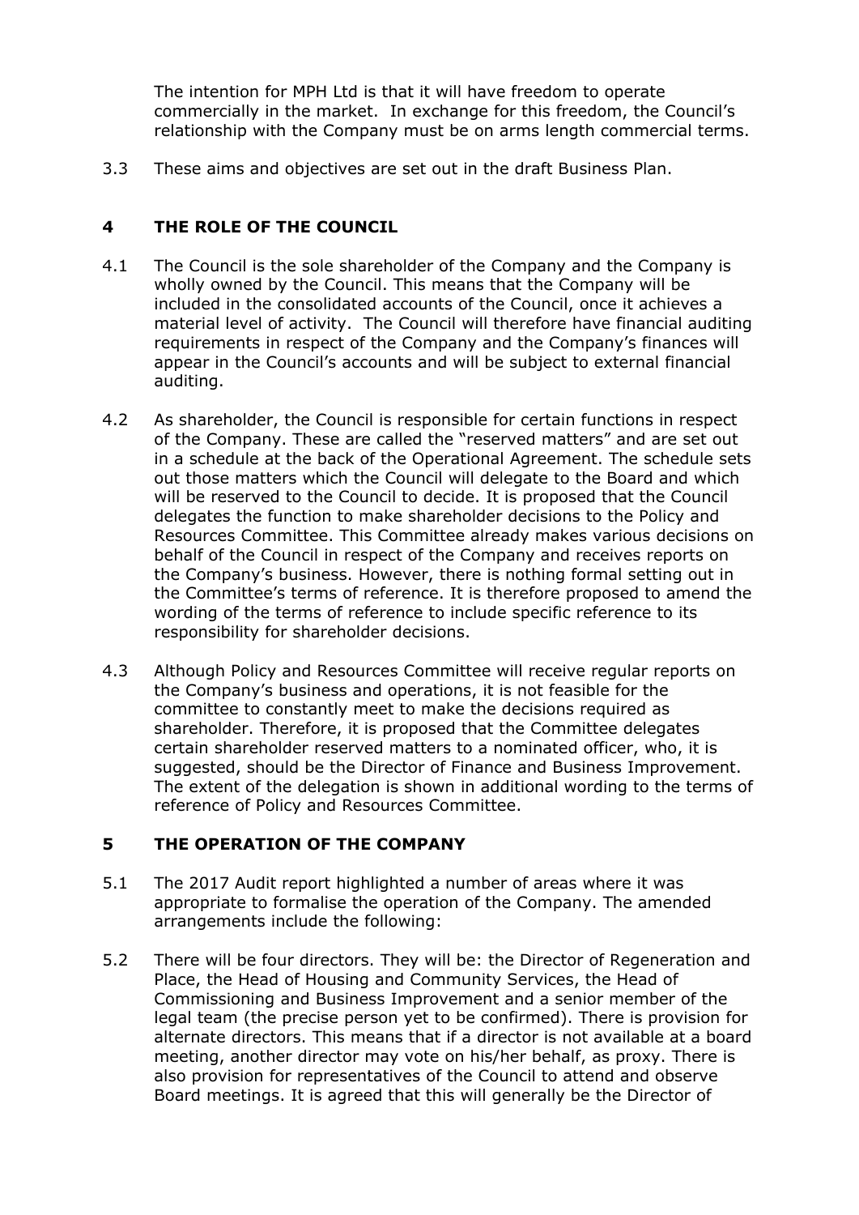The intention for MPH Ltd is that it will have freedom to operate commercially in the market. In exchange for this freedom, the Council's relationship with the Company must be on arms length commercial terms.

3.3 These aims and objectives are set out in the draft Business Plan.

## 4 THE ROLE OF THE COUNCIL

4.1 The Council is the sole shareholder of the Company and the Company is wholly owned by the Council. This means that the Company will be included in the consolidated accounts of the Council, once it achieves a material level of activity. The Council will therefore have financial auditing requirements in respect of the Company and the Company's finances will appear in the Council's accounts and will be subject to external financial auditing.

4.2 As shareholder, the Council is responsible for certain functions in respect of the Company. These are called the "reserved matters" and are set out in a schedule at the back of the Operational Agreement. The schedule sets out those matters which the Council will delegate to the Board and which will be reserved to the Council to decide. It is proposed that the Council delegates the function to make shareholder decisions to the Policy and Resources Committee. This Committee already makes various decisions on behalf of the Council in respect of the Company and receives reports on the Company's business. However, there is nothing formal setting out in the Committee's terms of reference. It is therefore proposed to amend the wording of the terms of reference to include specific reference to its responsibility for shareholder decisions.

4.3 Although Policy and Resources Committee will receive regular reports on the Company's business and operations, it is not feasible for the committee to constantly meet to make the decisions required as shareholder. Therefore, it is proposed that the Committee delegates certain shareholder reserved matters to a nominated officer, who, it is suggested, should be the Director of Finance and Business Improvement. The extent of the delegation is shown in additional wording to the terms of reference of Policy and Resources Committee.

## 5 THE OPERATION OF THE COMPANY

5.1 The 2017 Audit report highlighted a number of areas where it was appropriate to formalise the operation of the Company. The amended arrangements include the following:

5.2 There will be four directors. They will be: the Director of Regeneration and Place, the Head of Housing and Community Services, the Head of Commissioning and Business Improvement and a senior member of the legal team (the precise person yet to be confirmed). There is provision for alternate directors. This means that if a director is not available at a board meeting, another director may vote on his/her behalf, as proxy. There is also provision for representatives of the Council to attend and observe Board meetings. It is agreed that this will generally be the Director of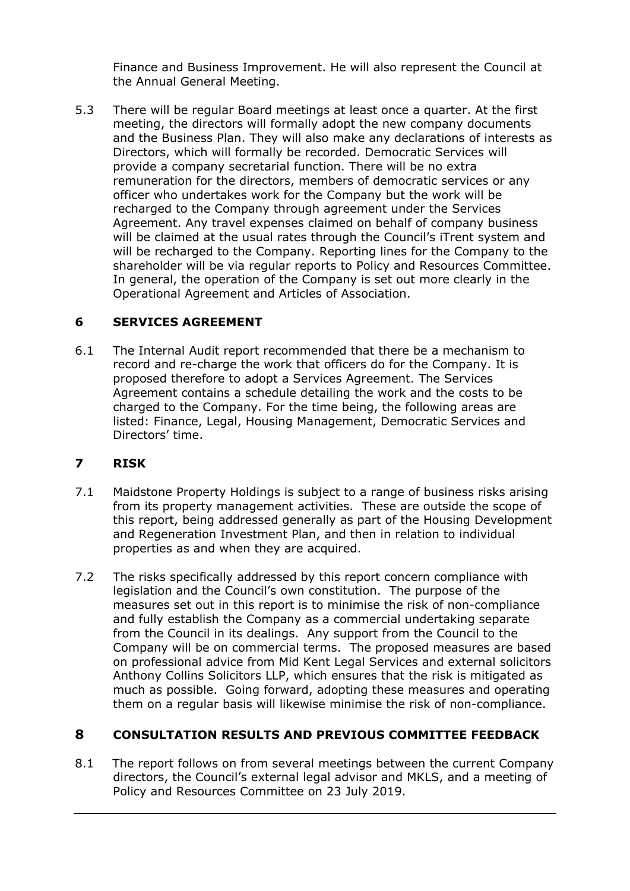Finance and Business Improvement. He will also represent the Council at the Annual General Meeting.

5.3 There will be regular Board meetings at least once a quarter. At the first meeting, the directors will formally adopt the new company documents and the Business Plan. They will also make any declarations of interests as Directors, which will formally be recorded. Democratic Services will provide a company secretarial function. There will be no extra remuneration for the directors, members of democratic services or any officer who undertakes work for the Company but the work will be recharged to the Company through agreement under the Services Agreement. Any travel expenses claimed on behalf of company business will be claimed at the usual rates through the Council's iTrent system and will be recharged to the Company. Reporting lines for the Company to the shareholder will be via regular reports to Policy and Resources Committee. In general, the operation of the Company is set out more clearly in the Operational Agreement and Articles of Association.

## 6 SERVICES AGREEMENT

6.1 The Internal Audit report recommended that there be a mechanism to record and re-charge the work that officers do for the Company. It is proposed therefore to adopt a Services Agreement. The Services Agreement contains a schedule detailing the work and the costs to be charged to the Company. For the time being, the following areas are listed: Finance, Legal, Housing Management, Democratic Services and Directors' time.

## 7 RISK

7.1 Maidstone Property Holdings is subject to a range of business risks arising from its property management activities. These are outside the scope of this report, being addressed generally as part of the Housing Development and Regeneration Investment Plan, and then in relation to individual properties as and when they are acquired.

7.2 The risks specifically addressed by this report concern compliance with legislation and the Council's own constitution. The purpose of the measures set out in this report is to minimise the risk of non-compliance and fully establish the Company as a commercial undertaking separate from the Council in its dealings. Any support from the Council to the Company will be on commercial terms. The proposed measures are based on professional advice from Mid Kent Legal Services and external solicitors Anthony Collins Solicitors LLP, which ensures that the risk is mitigated as much as possible. Going forward, adopting these measures and operating them on a regular basis will likewise minimise the risk of non-compliance.

## 8 CONSULTATION RESULTS AND PREVIOUS COMMITTEE FEEDBACK

8.1 The report follows on from several meetings between the current Company directors, the Council's external legal advisor and MKLS, and a meeting of Policy and Resources Committee on 23 July 2019.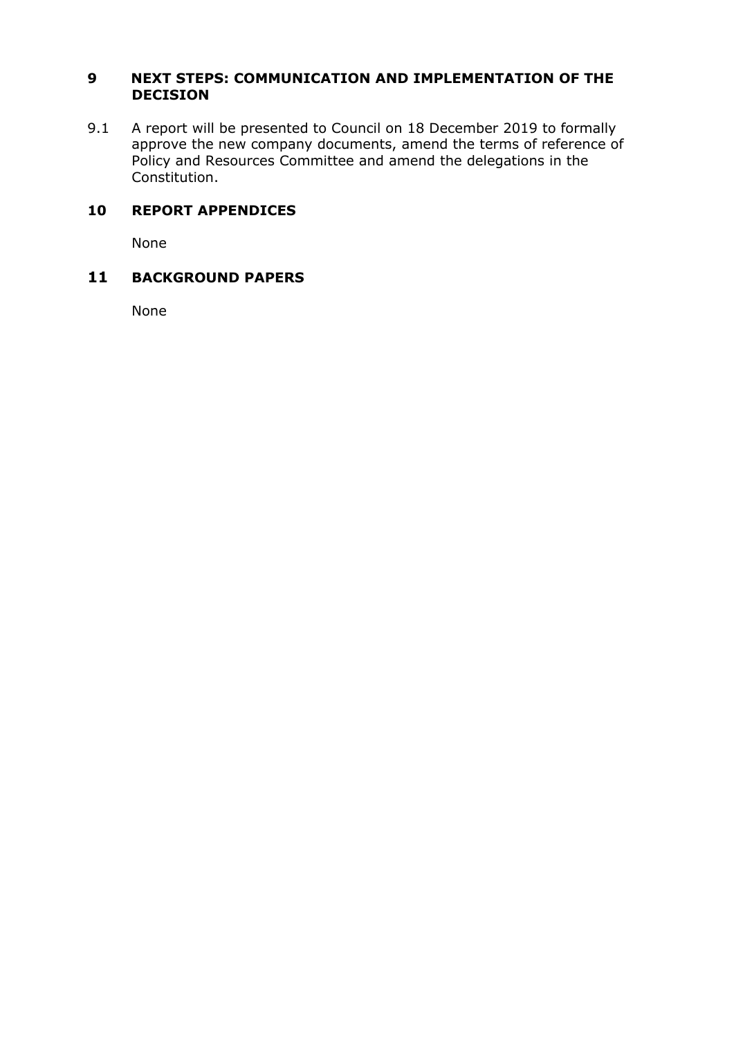## 9 NEXT STEPS: COMMUNICATION AND IMPLEMENTATION OF THE DECISION

9.1 A report will be presented to Council on 18 December 2019 to formally approve the new company documents, amend the terms of reference of Policy and Resources Committee and amend the delegations in the Constitution.

## 10 REPORT APPENDICES

None

## 11 BACKGROUND PAPERS

None